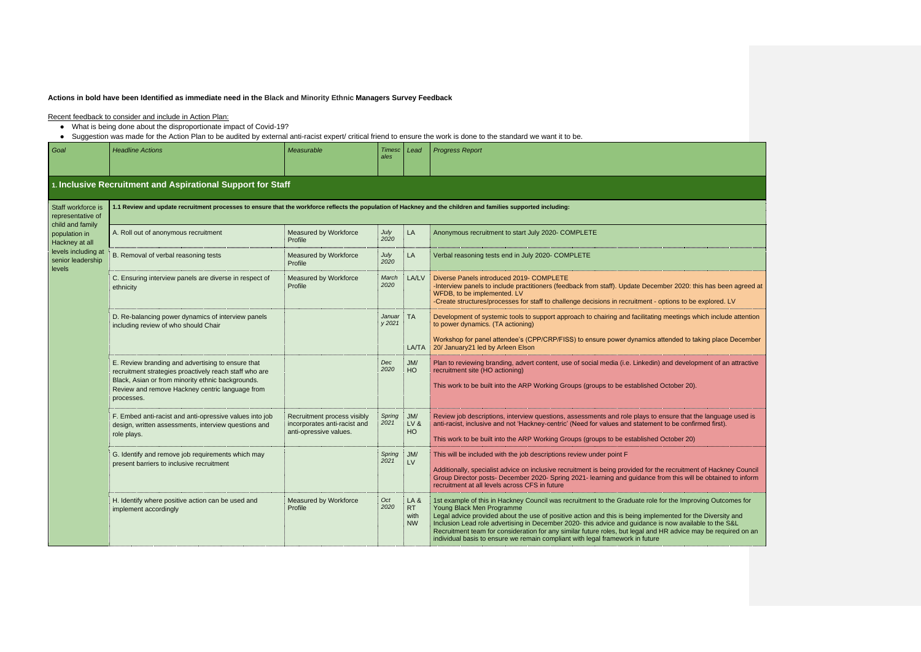**Actions in bold have been Identified as immediate need in the Black and Minority Ethnic Managers Survey Feedback**

Recent feedback to consider and include in Action Plan:

- What is being done about the disproportionate impact of Covid-19?
- Suggestion was made for the Action Plan to be audited by external anti-racist expert/ critical friend to ensure the work is done to the standard we want it to be.

| *Goal* | *Headline Actions* | *Measurable* | *Timescales* | *Lead* | *Progress Report* |
|---|---|---|---|---|---|
| **1. Inclusive Recruitment and Aspirational Support for Staff** | | | | | |
| Staff workforce is representative of child and family population in Hackney at all levels including at senior leadership levels | **1.1 Review and update recruitment processes to ensure that the workforce reflects the population of Hackney and the children and families supported including:** | | | | |
| | A. Roll out of anonymous recruitment | Measured by Workforce Profile | *July 2020* | LA | Anonymous recruitment to start July 2020- COMPLETE |
| | B. Removal of verbal reasoning tests | Measured by Workforce Profile | *July 2020* | LA | Verbal reasoning tests end in July 2020- COMPLETE |
| | C. Ensuring interview panels are diverse in respect of ethnicity | Measured by Workforce Profile | *March 2020* | LA/LV | Diverse Panels introduced 2019- COMPLETE<br>-Interview panels to include practitioners (feedback from staff). Update December 2020: this has been agreed at WFDB, to be implemented. LV<br>-Create structures/processes for staff to challenge decisions in recruitment - options to be explored. LV |
| | D. Re-balancing power dynamics of interview panels including review of who should Chair | | *January 2021* | TA<br><br>LA/TA | Development of systemic tools to support approach to chairing and facilitating meetings which include attention to power dynamics. (TA actioning)<br><br>Workshop for panel attendee's (CPP/CRP/FISS) to ensure power dynamics attended to taking place December 20/ January21 led by Arleen Elson |
| | E. Review branding and advertising to ensure that recruitment strategies proactively reach staff who are Black, Asian or from minority ethnic backgrounds. Review and remove Hackney centric language from processes. | | *Dec 2020* | JM/ HO | Plan to reviewing branding, advert content, use of social media (i.e. Linkedin) and development of an attractive recruitment site (HO actioning)<br><br>This work to be built into the ARP Working Groups (groups to be established October 20). |
| | F. Embed anti-racist and anti-opressive values into job design, written assessments, interview questions and role plays. | Recruitment process visibly incorporates anti-racist and anti-opressive values. | *Spring 2021* | JM/ LV & HO | Review job descriptions, interview questions, assessments and role plays to ensure that the language used is anti-racist, inclusive and not 'Hackney-centric' (Need for values and statement to be confirmed first).<br><br>This work to be built into the ARP Working Groups (groups to be established October 20) |
| | G. Identify and remove job requirements which may present barriers to inclusive recruitment | | *Spring 2021* | JM/ LV | This will be included with the job descriptions review under point F<br><br>Additionally, specialist advice on inclusive recruitment is being provided for the recruitment of Hackney Council Group Director posts- December 2020- Spring 2021- learning and guidance from this will be obtained to inform recruitment at all levels across CFS in future |
| | H. Identify where positive action can be used and implement accordingly | Measured by Workforce Profile | *Oct 2020* | LA & RT with NW | 1st example of this in Hackney Council was recruitment to the Graduate role for the Improving Outcomes for Young Black Men Programme<br>Legal advice provided about the use of positive action and this is being implemented for the Diversity and Inclusion Lead role advertising in December 2020- this advice and guidance is now available to the S&L Recruitment team for consideration for any similar future roles, but legal and HR advice may be required on an individual basis to ensure we remain compliant with legal framework in future |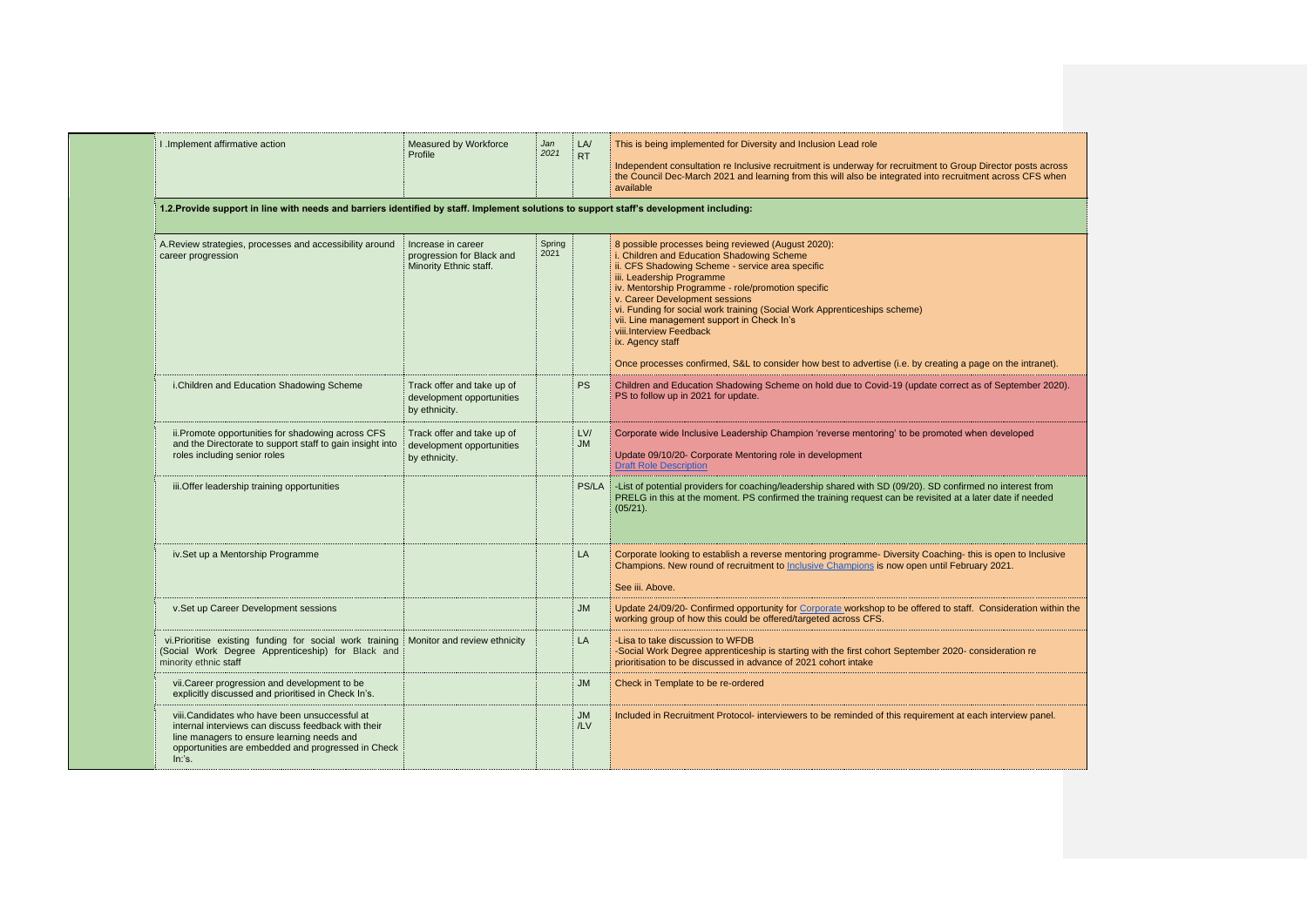| | | | | |
|---|---|---|---|---|
| I .Implement affirmative action | Measured by Workforce Profile | *Jan 2021* | LA/ RT | This is being implemented for Diversity and Inclusion Lead role<br><br>Independent consultation re Inclusive recruitment is underway for recruitment to Group Director posts across the Council Dec-March 2021 and learning from this will also be integrated into recruitment across CFS when available |
| **1.2.Provide support in line with needs and barriers identified by staff. Implement solutions to support staff's development including:** | | | | |
| A.Review strategies, processes and accessibility around career progression | Increase in career progression for Black and Minority Ethnic staff. | Spring 2021 | | 8 possible processes being reviewed (August 2020):<br>i. Children and Education Shadowing Scheme<br>ii. CFS Shadowing Scheme - service area specific<br>iii. Leadership Programme<br>iv. Mentorship Programme - role/promotion specific<br>v. Career Development sessions<br>vi. Funding for social work training (Social Work Apprenticeships scheme)<br>vii. Line management support in Check In's<br>viii.Interview Feedback<br>ix. Agency staff<br><br>Once processes confirmed, S&L to consider how best to advertise (i.e. by creating a page on the intranet). |
| i.Children and Education Shadowing Scheme | Track offer and take up of development opportunities by ethnicity. | | PS | Children and Education Shadowing Scheme on hold due to Covid-19 (update correct as of September 2020). PS to follow up in 2021 for update. |
| ii.Promote opportunities for shadowing across CFS and the Directorate to support staff to gain insight into roles including senior roles | Track offer and take up of development opportunities by ethnicity. | | LV/ JM | Corporate wide Inclusive Leadership Champion 'reverse mentoring' to be promoted when developed<br><br>Update 09/10/20- Corporate Mentoring role in development<br>Draft Role Description |
| iii.Offer leadership training opportunities | | | PS/LA | -List of potential providers for coaching/leadership shared with SD (09/20). SD confirmed no interest from PRELG in this at the moment. PS confirmed the training request can be revisited at a later date if needed (05/21). |
| iv.Set up a Mentorship Programme | | | LA | Corporate looking to establish a reverse mentoring programme- Diversity Coaching- this is open to Inclusive Champions. New round of recruitment to Inclusive Champions is now open until February 2021.<br><br>See iii. Above. |
| v.Set up Career Development sessions | | | JM | Update 24/09/20- Confirmed opportunity for Corporate workshop to be offered to staff. Consideration within the working group of how this could be offered/targeted across CFS. |
| vi.Prioritise existing funding for social work training (Social Work Degree Apprenticeship) for Black and minority ethnic staff | Monitor and review ethnicity | | LA | -Lisa to take discussion to WFDB<br>-Social Work Degree apprenticeship is starting with the first cohort September 2020- consideration re prioritisation to be discussed in advance of 2021 cohort intake |
| vii.Career progression and development to be explicitly discussed and prioritised in Check In's. | | | JM | Check in Template to be re-ordered |
| viii.Candidates who have been unsuccessful at internal interviews can discuss feedback with their line managers to ensure learning needs and opportunities are embedded and progressed in Check In:'s. | | | JM /LV | Included in Recruitment Protocol- interviewers to be reminded of this requirement at each interview panel. |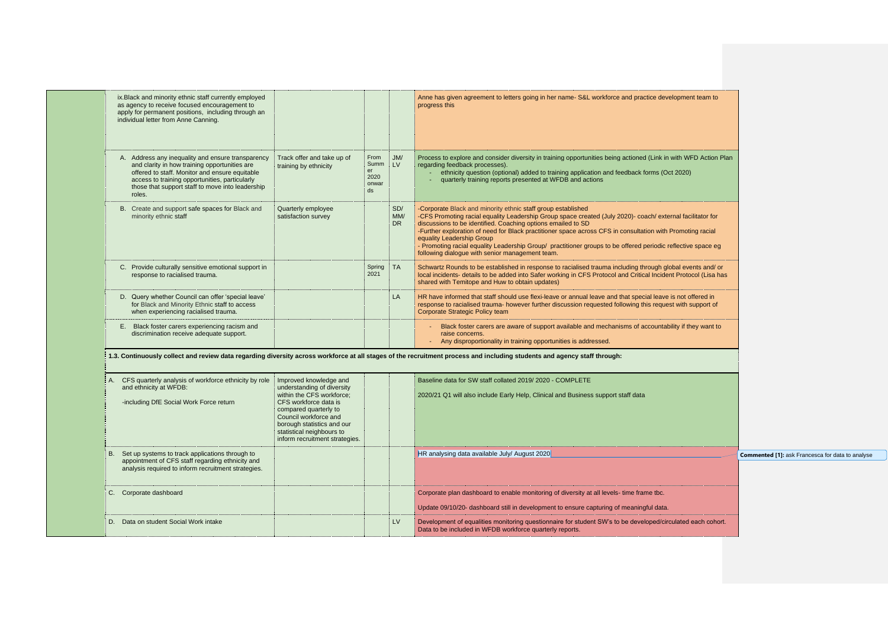| | | | |
|---|---|---|---|
| ix.Black and minority ethnic staff currently employed as agency to receive focused encouragement to apply for permanent positions, including through an individual letter from Anne Canning. | | | | Anne has given agreement to letters going in her name- S&L workforce and practice development team to progress this |
| A. Address any inequality and ensure transparency and clarity in how training opportunities are offered to staff. Monitor and ensure equitable access to training opportunities, particularly those that support staff to move into leadership roles. | Track offer and take up of training by ethnicity | From Summer 2020 onwards | JM/ LV | Process to explore and consider diversity in training opportunities being actioned (Link in with WFD Action Plan regarding feedback processes).<br>- ethnicity question (optional) added to training application and feedback forms (Oct 2020)<br>- quarterly training reports presented at WFDB and actions |
| B. Create and support safe spaces for Black and minority ethnic staff | Quarterly employee satisfaction survey | | SD/ MM/ DR | -Corporate Black and minority ethnic staff group established<br>-CFS Promoting racial equality Leadership Group space created (July 2020)- coach/ external facilitator for discussions to be identified. Coaching options emailed to SD<br>-Further exploration of need for Black practitioner space across CFS in consultation with Promoting racial equality Leadership Group<br>- Promoting racial equality Leadership Group/ practitioner groups to be offered periodic reflective space eg following dialogue with senior management team. |
| C. Provide culturally sensitive emotional support in response to racialised trauma. | | Spring 2021 | TA | Schwartz Rounds to be established in response to racialised trauma including through global events and/ or local incidents- details to be added into Safer working in CFS Protocol and Critical Incident Protocol (Lisa has shared with Temitope and Huw to obtain updates) |
| D. Query whether Council can offer 'special leave' for Black and Minority Ethnic staff to access when experiencing racialised trauma. | | | LA | HR have informed that staff should use flexi-leave or annual leave and that special leave is not offered in response to racialised trauma- however further discussion requested following this request with support of Corporate Strategic Policy team |
| E. Black foster carers experiencing racism and discrimination receive adequate support. | | | | - Black foster carers are aware of support available and mechanisms of accountability if they want to raise concerns.<br>- Any disproportionality in training opportunities is addressed. |
| **1.3. Continuously collect and review data regarding diversity across workforce at all stages of the recruitment process and including students and agency staff through:** | | | | |
| A. CFS quarterly analysis of workforce ethnicity by role and ethnicity at WFDB:<br>-including DfE Social Work Force return | Improved knowledge and understanding of diversity within the CFS workforce; CFS workforce data is compared quarterly to Council workforce and borough statistics and our statistical neighbours to inform recruitment strategies. | | | Baseline data for SW staff collated 2019/ 2020 - COMPLETE<br>2020/21 Q1 will also include Early Help, Clinical and Business support staff data |
| B. Set up systems to track applications through to appointment of CFS staff regarding ethnicity and analysis required to inform recruitment strategies. | | | | HR analysing data available July/ August 2020 |
| C. Corporate dashboard | | | | Corporate plan dashboard to enable monitoring of diversity at all levels- time frame tbc.<br>Update 09/10/20- dashboard still in development to ensure capturing of meaningful data. |
| D. Data on student Social Work intake | | | LV | Development of equalities monitoring questionnaire for student SW's to be developed/circulated each cohort. Data to be included in WFDB workforce quarterly reports. |

**Commented [1]:** ask Francesca for data to analyse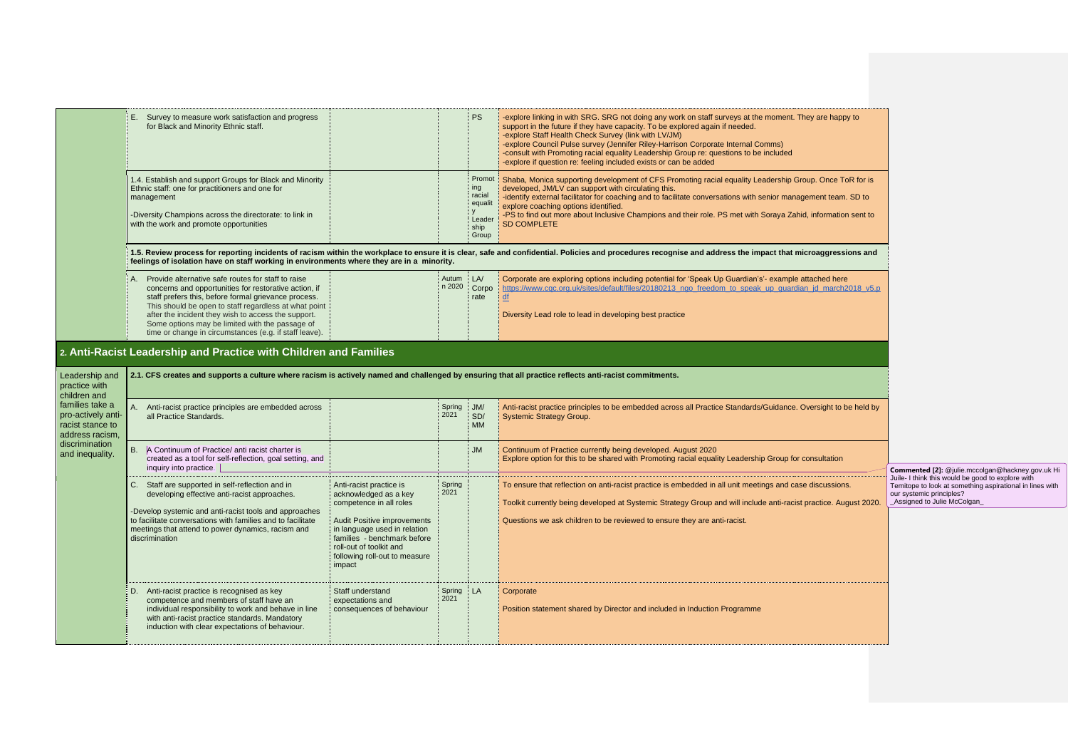| | | | | | |
|---|---|---|---|---|---|
| | E. Survey to measure work satisfaction and progress for Black and Minority Ethnic staff. | | | PS | -explore linking in with SRG. SRG not doing any work on staff surveys at the moment. They are happy to support in the future if they have capacity. To be explored again if needed.<br>-explore Staff Health Check Survey (link with LV/JM)<br>-explore Council Pulse survey (Jennifer Riley-Harrison Corporate Internal Comms)<br>-consult with Promoting racial equality Leadership Group re: questions to be included<br>-explore if question re: feeling included exists or can be added |
| | 1.4. Establish and support Groups for Black and Minority Ethnic staff: one for practitioners and one for management<br><br>-Diversity Champions across the directorate: to link in with the work and promote opportunities | | | Promoting racial equality Leadership Group | Shaba, Monica supporting development of CFS Promoting racial equality Leadership Group. Once ToR for is developed, JM/LV can support with circulating this.<br>-identify external facilitator for coaching and to facilitate conversations with senior management team. SD to explore coaching options identified.<br>-PS to find out more about Inclusive Champions and their role. PS met with Soraya Zahid, information sent to SD COMPLETE |
| | **1.5. Review process for reporting incidents of racism within the workplace to ensure it is clear, safe and confidential. Policies and procedures recognise and address the impact that microaggressions and feelings of isolation have on staff working in environments where they are in a minority.** | | | | |
| | A. Provide alternative safe routes for staff to raise concerns and opportunities for restorative action, if staff prefers this, before formal grievance process. This should be open to staff regardless at what point after the incident they wish to access the support. Some options may be limited with the passage of time or change in circumstances (e.g. if staff leave). | | Autumn 2020 | LA/ Corporate | Corporate are exploring options including potential for 'Speak Up Guardian's'- example attached here https://www.cqc.org.uk/sites/default/files/20180213_ngo_freedom_to_speak_up_guardian_jd_march2018_v5.pdf<br><br>Diversity Lead role to lead in developing best practice |

## 2. Anti-Racist Leadership and Practice with Children and Families

| | | | | | |
|---|---|---|---|---|---|
| Leadership and practice with children and families take a pro-actively anti-racist stance to address racism, discrimination and inequality. | **2.1. CFS creates and supports a culture where racism is actively named and challenged by ensuring that all practice reflects anti-racist commitments.** | | | | |
| | A. Anti-racist practice principles are embedded across all Practice Standards. | | Spring 2021 | JM/ SD/ MM | Anti-racist practice principles to be embedded across all Practice Standards/Guidance. Oversight to be held by Systemic Strategy Group. |
| | B. A Continuum of Practice/ anti racist charter is created as a tool for self-reflection, goal setting, and inquiry into practice. | | | JM | Continuum of Practice currently being developed. August 2020<br>Explore option for this to be shared with Promoting racial equality Leadership Group for consultation |
| | C. Staff are supported in self-reflection and in developing effective anti-racist approaches.<br><br>-Develop systemic and anti-racist tools and approaches to facilitate conversations with families and to facilitate meetings that attend to power dynamics, racism and discrimination | Anti-racist practice is acknowledged as a key competence in all roles<br><br>Audit Positive improvements in language used in relation families - benchmark before roll-out of toolkit and following roll-out to measure impact | Spring 2021 | | To ensure that reflection on anti-racist practice is embedded in all unit meetings and case discussions.<br><br>Toolkit currently being developed at Systemic Strategy Group and will include anti-racist practice. August 2020.<br><br>Questions we ask children to be reviewed to ensure they are anti-racist. |
| | D. Anti-racist practice is recognised as key competence and members of staff have an individual responsibility to work and behave in line with anti-racist practice standards. Mandatory induction with clear expectations of behaviour. | Staff understand expectations and consequences of behaviour | Spring 2021 | LA | Corporate<br><br>Position statement shared by Director and included in Induction Programme |

**Commented [2]:** @julie.mccolgan@hackney.gov.uk Hi Juile- I think this would be good to explore with Temitope to look at something aspirational in lines with our systemic principles?
_Assigned to Julie McColgan_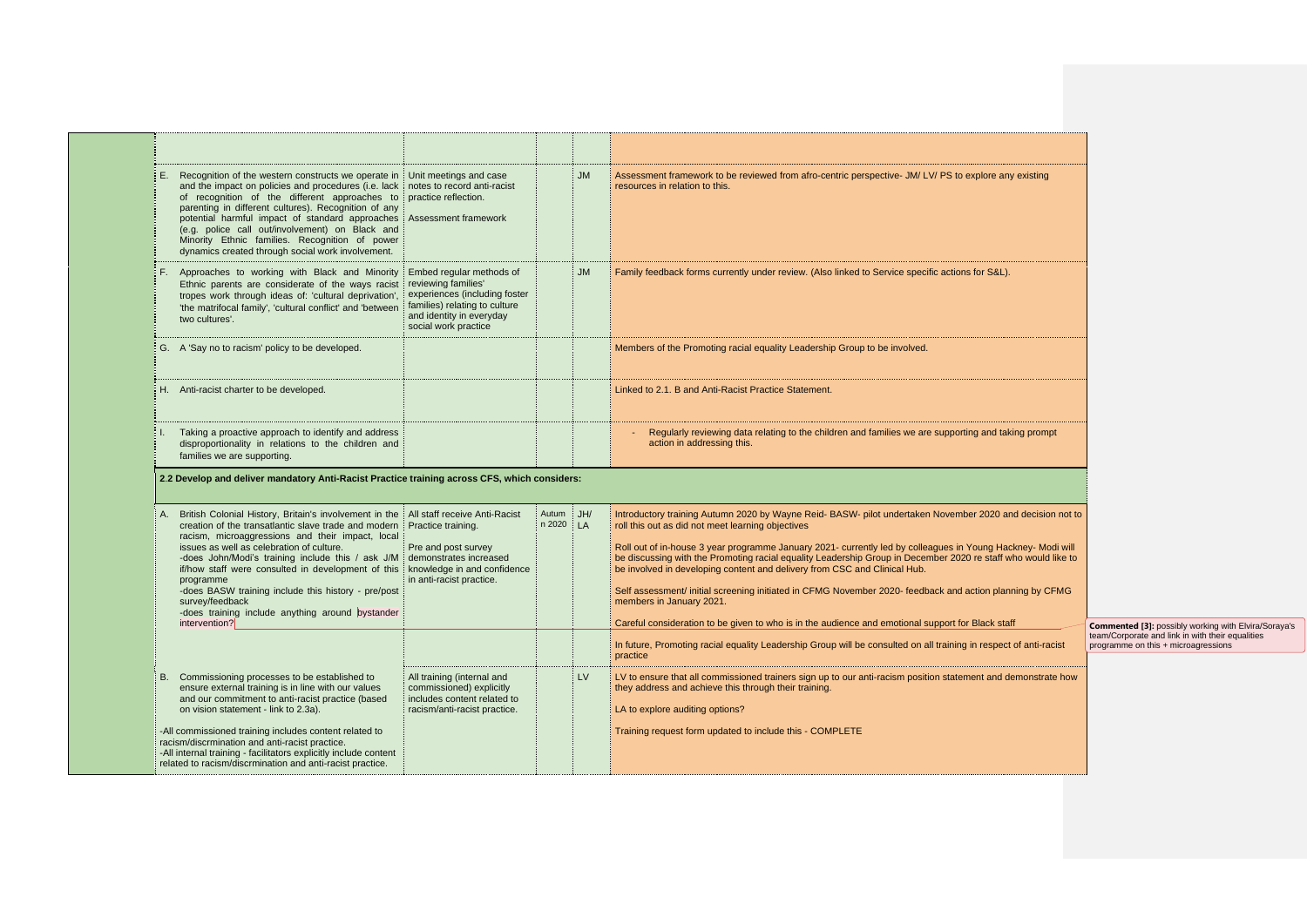| | | | | |
|---|---|---|---|---|
| | | | | |
| E. Recognition of the western constructs we operate in and the impact on policies and procedures (i.e. lack of recognition of the different approaches to parenting in different cultures). Recognition of any potential harmful impact of standard approaches (e.g. police call out/involvement) on Black and Minority Ethnic families. Recognition of power dynamics created through social work involvement. | Unit meetings and case notes to record anti-racist practice reflection.<br><br>Assessment framework | | JM | Assessment framework to be reviewed from afro-centric perspective- JM/ LV/ PS to explore any existing resources in relation to this. |
| F. Approaches to working with Black and Minority Ethnic parents are considerate of the ways racist tropes work through ideas of: 'cultural deprivation', 'the matrifocal family', 'cultural conflict' and 'between two cultures'. | Embed regular methods of reviewing families' experiences (including foster families) relating to culture and identity in everyday social work practice | | JM | Family feedback forms currently under review. (Also linked to Service specific actions for S&L). |
| G. A 'Say no to racism' policy to be developed. | | | | Members of the Promoting racial equality Leadership Group to be involved. |
| H. Anti-racist charter to be developed. | | | | Linked to 2.1. B and Anti-Racist Practice Statement. |
| I. Taking a proactive approach to identify and address disproportionality in relations to the children and families we are supporting. | | | | - Regularly reviewing data relating to the children and families we are supporting and taking prompt action in addressing this. |
| **2.2 Develop and deliver mandatory Anti-Racist Practice training across CFS, which considers:** | | | | |
| A. British Colonial History, Britain's involvement in the creation of the transatlantic slave trade and modern racism, microaggressions and their impact, local issues as well as celebration of culture.<br>-does John/Modi's training include this / ask J/M if/how staff were consulted in development of this programme<br>-does BASW training include this history - pre/post survey/feedback<br>-does training include anything around bystander intervention? | All staff receive Anti-Racist Practice training.<br><br>Pre and post survey demonstrates increased knowledge in and confidence in anti-racist practice. | Autumn 2020 | JH/ LA | Introductory training Autumn 2020 by Wayne Reid- BASW- pilot undertaken November 2020 and decision not to roll this out as did not meet learning objectives<br><br>Roll out of in-house 3 year programme January 2021- currently led by colleagues in Young Hackney- Modi will be discussing with the Promoting racial equality Leadership Group in December 2020 re staff who would like to be involved in developing content and delivery from CSC and Clinical Hub.<br><br>Self assessment/ initial screening initiated in CFMG November 2020- feedback and action planning by CFMG members in January 2021.<br><br>Careful consideration to be given to who is in the audience and emotional support for Black staff<br><br>In future, Promoting racial equality Leadership Group will be consulted on all training in respect of anti-racist practice |
| B. Commissioning processes to be established to ensure external training is in line with our values and our commitment to anti-racist practice (based on vision statement - link to 2.3a).<br><br>-All commissioned training includes content related to racism/discrmination and anti-racist practice.<br>-All internal training - facilitators explicitly include content related to racism/discrmination and anti-racist practice. | All training (internal and commissioned) explicitly includes content related to racism/anti-racist practice. | | LV | LV to ensure that all commissioned trainers sign up to our anti-racism position statement and demonstrate how they address and achieve this through their training.<br><br>LA to explore auditing options?<br><br>Training request form updated to include this - COMPLETE |

**Commented [3]:** possibly working with Elvira/Soraya's team/Corporate and link in with their equalities programme on this + microaggressions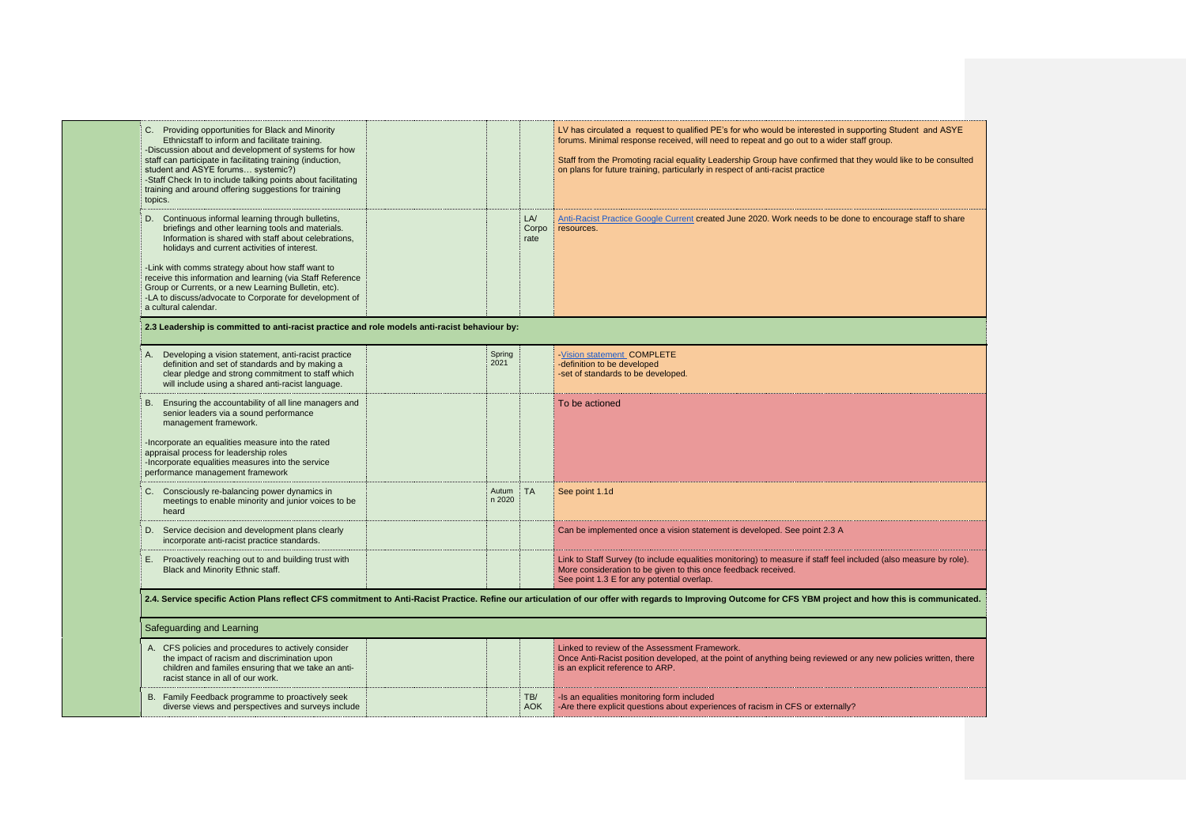| | Action | | Timescale | Lead | Progress |
|---|---|---|---|---|---|
| | C. Providing opportunities for Black and Minority Ethnicstaff to inform and facilitate training.<br>-Discussion about and development of systems for how staff can participate in facilitating training (induction, student and ASYE forums… systemic?)<br>-Staff Check In to include talking points about facilitating training and around offering suggestions for training topics. | | | | LV has circulated a request to qualified PE's for who would be interested in supporting Student and ASYE forums. Minimal response received, will need to repeat and go out to a wider staff group.<br><br>Staff from the Promoting racial equality Leadership Group have confirmed that they would like to be consulted on plans for future training, particularly in respect of anti-racist practice |
| | D. Continuous informal learning through bulletins, briefings and other learning tools and materials. Information is shared with staff about celebrations, holidays and current activities of interest.<br><br>-Link with comms strategy about how staff want to receive this information and learning (via Staff Reference Group or Currents, or a new Learning Bulletin, etc).<br>-LA to discuss/advocate to Corporate for development of a cultural calendar. | | | LA/ Corporate | Anti-Racist Practice Google Current created June 2020. Work needs to be done to encourage staff to share resources. |
| | **2.3 Leadership is committed to anti-racist practice and role models anti-racist behaviour by:** | | | | |
| | A. Developing a vision statement, anti-racist practice definition and set of standards and by making a clear pledge and strong commitment to staff which will include using a shared anti-racist language. | | Spring 2021 | | -Vision statement COMPLETE<br>-definition to be developed<br>-set of standards to be developed. |
| | B. Ensuring the accountability of all line managers and senior leaders via a sound performance management framework.<br><br>-Incorporate an equalities measure into the rated appraisal process for leadership roles<br>-Incorporate equalities measures into the service performance management framework | | | | To be actioned |
| | C. Consciously re-balancing power dynamics in meetings to enable minority and junior voices to be heard | | Autumn 2020 | TA | See point 1.1d |
| | D. Service decision and development plans clearly incorporate anti-racist practice standards. | | | | Can be implemented once a vision statement is developed. See point 2.3 A |
| | E. Proactively reaching out to and building trust with Black and Minority Ethnic staff. | | | | Link to Staff Survey (to include equalities monitoring) to measure if staff feel included (also measure by role). More consideration to be given to this once feedback received.<br>See point 1.3 E for any potential overlap. |
| | **2.4. Service specific Action Plans reflect CFS commitment to Anti-Racist Practice. Refine our articulation of our offer with regards to Improving Outcome for CFS YBM project and how this is communicated.** | | | | |
| | Safeguarding and Learning | | | | |
| | A. CFS policies and procedures to actively consider the impact of racism and discrimination upon children and familes ensuring that we take an anti-racist stance in all of our work. | | | | Linked to review of the Assessment Framework.<br>Once Anti-Racist position developed, at the point of anything being reviewed or any new policies written, there is an explicit reference to ARP. |
| | B. Family Feedback programme to proactively seek diverse views and perspectives and surveys include | | | TB/ AOK | -Is an equalities monitoring form included<br>-Are there explicit questions about experiences of racism in CFS or externally? |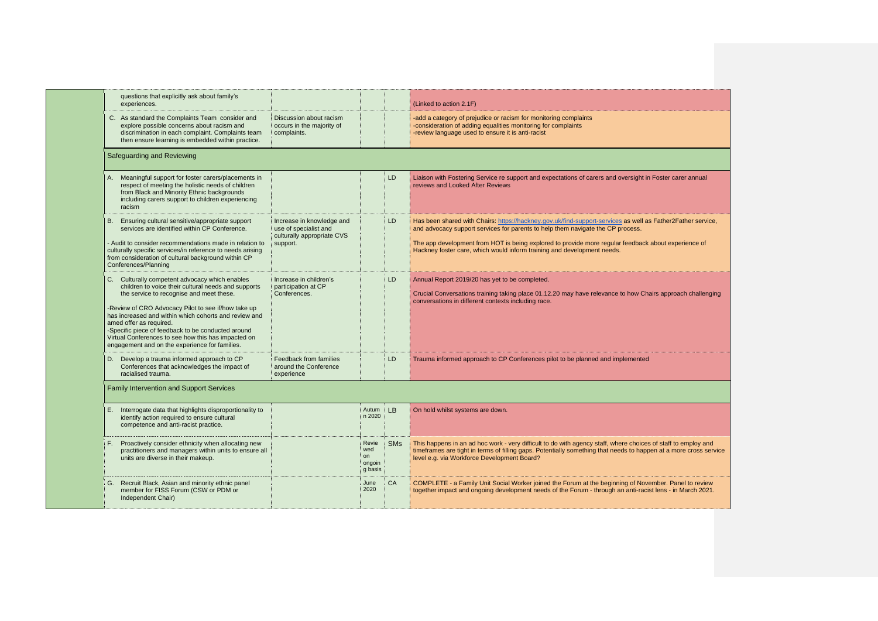| Action | Outcome | Timescale | Lead | Progress |
|---|---|---|---|---|
| questions that explicitly ask about family's experiences. | | | | (Linked to action 2.1F) |
| C. As standard the Complaints Team consider and explore possible concerns about racism and discrimination in each complaint. Complaints team then ensure learning is embedded within practice. | Discussion about racism occurs in the majority of complaints. | | | -add a category of prejudice or racism for monitoring complaints<br>-consideration of adding equalities monitoring for complaints<br>-review language used to ensure it is anti-racist |
| **Safeguarding and Reviewing** | | | | |
| A. Meaningful support for foster carers/placements in respect of meeting the holistic needs of children from Black and Minority Ethnic backgrounds including carers support to children experiencing racism | | | LD | Liaison with Fostering Service re support and expectations of carers and oversight in Foster carer annual reviews and Looked After Reviews |
| B. Ensuring cultural sensitive/appropriate support services are identified within CP Conference.<br><br>- Audit to consider recommendations made in relation to culturally specific services/in reference to needs arising from consideration of cultural background within CP Conferences/Planning | Increase in knowledge and use of specialist and culturally appropriate CVS support. | | LD | Has been shared with Chairs: https://hackney.gov.uk/find-support-services as well as Father2Father service, and advocacy support services for parents to help them navigate the CP process.<br><br>The app development from HOT is being explored to provide more regular feedback about experience of Hackney foster care, which would inform training and development needs. |
| C. Culturally competent advocacy which enables children to voice their cultural needs and supports the service to recognise and meet these.<br><br>-Review of CRO Advocacy Pilot to see if/how take up has increased and within which cohorts and review and amed offer as required.<br>-Specific piece of feedback to be conducted around Virtual Conferences to see how this has impacted on engagement and on the experience for families. | Increase in children's participation at CP Conferences. | | LD | Annual Report 2019/20 has yet to be completed.<br><br>Crucial Conversations training taking place 01.12.20 may have relevance to how Chairs approach challenging conversations in different contexts including race. |
| D. Develop a trauma informed approach to CP Conferences that acknowledges the impact of racialised trauma. | Feedback from families around the Conference experience | | LD | Trauma informed approach to CP Conferences pilot to be planned and implemented |
| **Family Intervention and Support Services** | | | | |
| E. Interrogate data that highlights disproportionality to identify action required to ensure cultural competence and anti-racist practice. | | Autumn 2020 | LB | On hold whilst systems are down. |
| F. Proactively consider ethnicity when allocating new practitioners and managers within units to ensure all units are diverse in their makeup. | | Reviewed on ongoing basis | SMs | This happens in an ad hoc work - very difficult to do with agency staff, where choices of staff to employ and timeframes are tight in terms of filling gaps. Potentially something that needs to happen at a more cross service level e.g. via Workforce Development Board? |
| G. Recruit Black, Asian and minority ethnic panel member for FISS Forum (CSW or PDM or Independent Chair) | | June 2020 | CA | COMPLETE - a Family Unit Social Worker joined the Forum at the beginning of November. Panel to review together impact and ongoing development needs of the Forum - through an anti-racist lens - in March 2021. |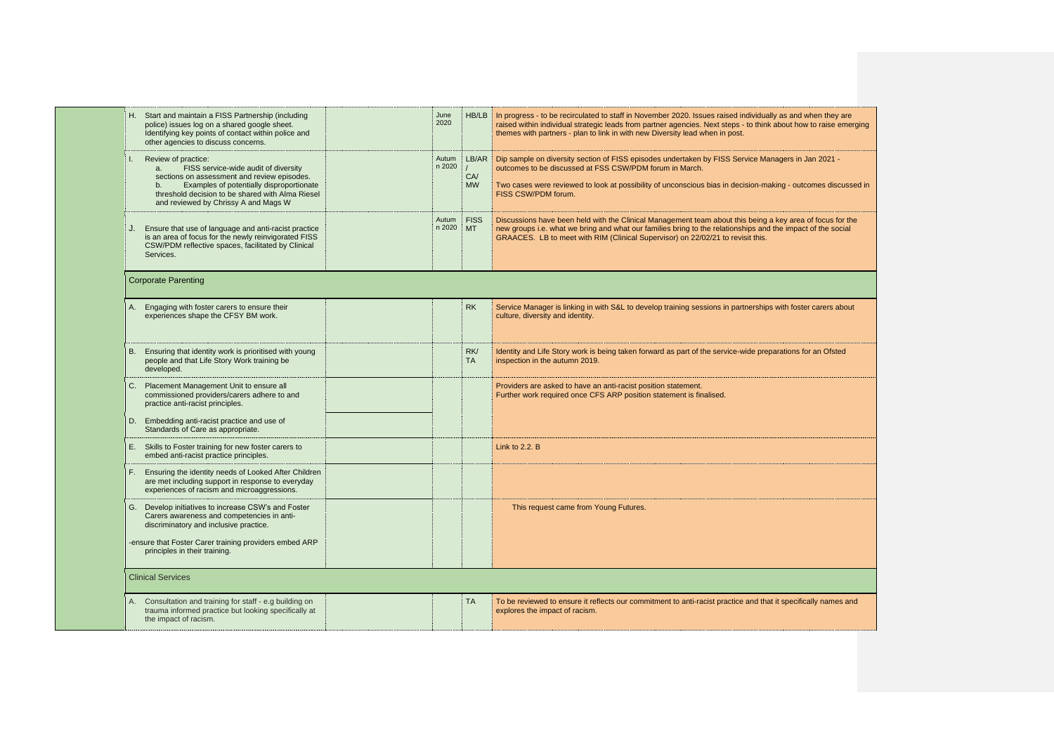| Action | | Date | Lead | Progress |
|---|---|---|---|---|
| H. Start and maintain a FISS Partnership (including police) issues log on a shared google sheet. Identifying key points of contact within police and other agencies to discuss concerns. | | June 2020 | HB/LB | In progress - to be recirculated to staff in November 2020. Issues raised individually as and when they are raised within individual strategic leads from partner agencies. Next steps - to think about how to raise emerging themes with partners - plan to link in with new Diversity lead when in post. |
| I. Review of practice:<br>a. FISS service-wide audit of diversity sections on assessment and review episodes.<br>b. Examples of potentially disproportionate threshold decision to be shared with Alma Riesel and reviewed by Chrissy A and Mags W | | Autumn 2020 | LB/AR / CA/ MW | Dip sample on diversity section of FISS episodes undertaken by FISS Service Managers in Jan 2021 - outcomes to be discussed at FSS CSW/PDM forum in March.<br><br>Two cases were reviewed to look at possibility of unconscious bias in decision-making - outcomes discussed in FISS CSW/PDM forum. |
| J. Ensure that use of language and anti-racist practice is an area of focus for the newly reinvigorated FISS CSW/PDM reflective spaces, facilitated by Clinical Services. | | Autumn 2020 | FISS MT | Discussions have been held with the Clinical Management team about this being a key area of focus for the new groups i.e. what we bring and what our families bring to the relationships and the impact of the social GRAACES. LB to meet with RIM (Clinical Supervisor) on 22/02/21 to revisit this. |
| **Corporate Parenting** | | | | |
| A. Engaging with foster carers to ensure their experiences shape the CFSY BM work. | | | RK | Service Manager is linking in with S&L to develop training sessions in partnerships with foster carers about culture, diversity and identity. |
| B. Ensuring that identity work is prioritised with young people and that Life Story Work training be developed. | | | RK/ TA | Identity and Life Story work is being taken forward as part of the service-wide preparations for an Ofsted inspection in the autumn 2019. |
| C. Placement Management Unit to ensure all commissioned providers/carers adhere to and practice anti-racist principles. | | | | Providers are asked to have an anti-racist position statement.<br>Further work required once CFS ARP position statement is finalised. |
| D. Embedding anti-racist practice and use of Standards of Care as appropriate. | | | | |
| E. Skills to Foster training for new foster carers to embed anti-racist practice principles. | | | | Link to 2.2. B |
| F. Ensuring the identity needs of Looked After Children are met including support in response to everyday experiences of racism and microaggressions. | | | | |
| G. Develop initiatives to increase CSW's and Foster Carers awareness and competencies in anti-discriminatory and inclusive practice.<br><br>-ensure that Foster Carer training providers embed ARP principles in their training. | | | | This request came from Young Futures. |
| **Clinical Services** | | | | |
| A. Consultation and training for staff - e.g building on trauma informed practice but looking specifically at the impact of racism. | | | TA | To be reviewed to ensure it reflects our commitment to anti-racist practice and that it specifically names and explores the impact of racism. |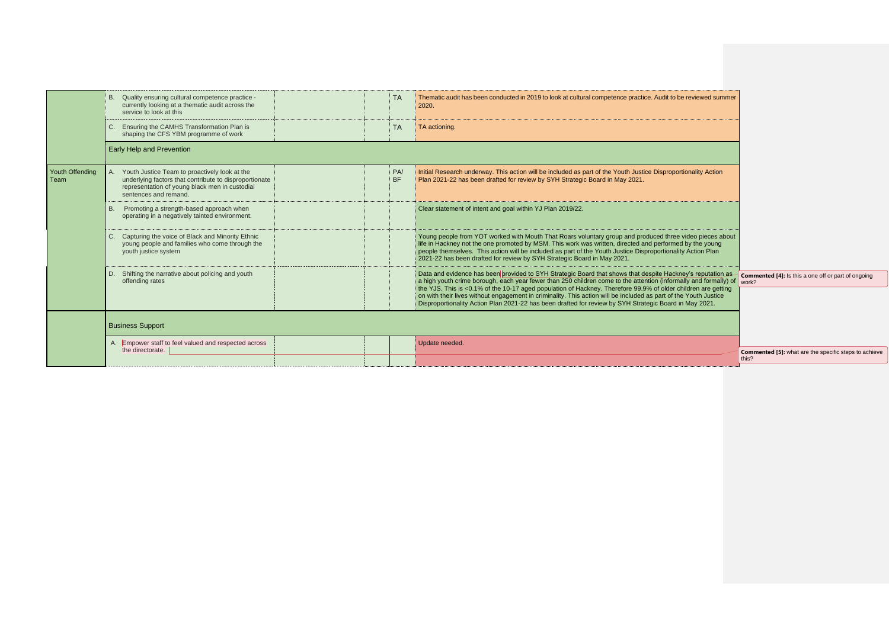| | | | | | |
|---|---|---|---|---|---|
| | B. Quality ensuring cultural competence practice - currently looking at a thematic audit across the service to look at this | | | TA | Thematic audit has been conducted in 2019 to look at cultural competence practice. Audit to be reviewed summer 2020. |
| | C. Ensuring the CAMHS Transformation Plan is shaping the CFS YBM programme of work | | | TA | TA actioning. |
| | Early Help and Prevention | | | | |
| Youth Offending Team | A. Youth Justice Team to proactively look at the underlying factors that contribute to disproportionate representation of young black men in custodial sentences and remand. | | | PA/ BF | Initial Research underway. This action will be included as part of the Youth Justice Disproportionality Action Plan 2021-22 has been drafted for review by SYH Strategic Board in May 2021. |
| | B. Promoting a strength-based approach when operating in a negatively tainted environment. | | | | Clear statement of intent and goal within YJ Plan 2019/22. |
| | C. Capturing the voice of Black and Minority Ethnic young people and families who come through the youth justice system | | | | Young people from YOT worked with Mouth That Roars voluntary group and produced three video pieces about life in Hackney not the one promoted by MSM. This work was written, directed and performed by the young people themselves. This action will be included as part of the Youth Justice Disproportionality Action Plan 2021-22 has been drafted for review by SYH Strategic Board in May 2021. |
| | D. Shifting the narrative about policing and youth offending rates | | | | Data and evidence has been provided to SYH Strategic Board that shows that despite Hackney's reputation as a high youth crime borough, each year fewer than 250 children come to the attention (informally and formally) of the YJS. This is <0.1% of the 10-17 aged population of Hackney. Therefore 99.9% of older children are getting on with their lives without engagement in criminality. This action will be included as part of the Youth Justice Disproportionality Action Plan 2021-22 has been drafted for review by SYH Strategic Board in May 2021. |
| | Business Support | | | | |
| | A. Empower staff to feel valued and respected across the directorate. | | | | Update needed. |

**Commented [4]:** Is this a one off or part of ongoing work?

**Commented [5]:** what are the specific steps to achieve this?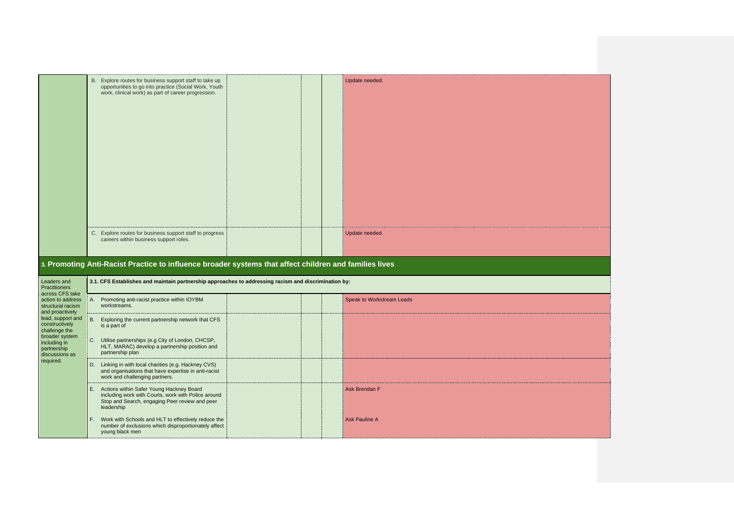| | | | | |
|---|---|---|---|---|
| | B. Explore routes for business support staff to take up opportunities to go into practice (Social Work, Youth work, clinical work) as part of career progression. | | | Update needed. |
| | C. Explore routes for business support staff to progress careers within business support roles. | | | Update needed. |

## 3. Promoting Anti-Racist Practice to influence broader systems that affect children and families lives

| | | | | |
|---|---|---|---|---|
| Leaders and Practitioners across CFS take action to address structural racism and proactively lead, support and constructively challenge the broader system including in partnership discussions as required. | **3.1. CFS Establishes and maintain partnership approaches to addressing racism and discrimination by:** | | | |
| | A. Promoting anti-racist practice within IOYBM workstreams. | | | Speak to Workstream Leads |
| | B. Exploring the current partnership network that CFS is a part of | | | |
| | C. Utilise partnerships (e.g City of London, CHCSP, HLT, MARAC) develop a partnership position and partnership plan | | | |
| | D. Linking in with local charities (e.g. Hackney CVS) and organisations that have expertise in anti-racist work and challenging partners. | | | |
| | E. Actions within Safer Young Hackney Board including work with Courts, work with Police around Stop and Search, engaging Peer review and peer leadership | | | Ask Brendan F |
| | F. Work with Schools and HLT to effectively reduce the number of exclusions which disproportionately affect young black men | | | Ask Pauline A |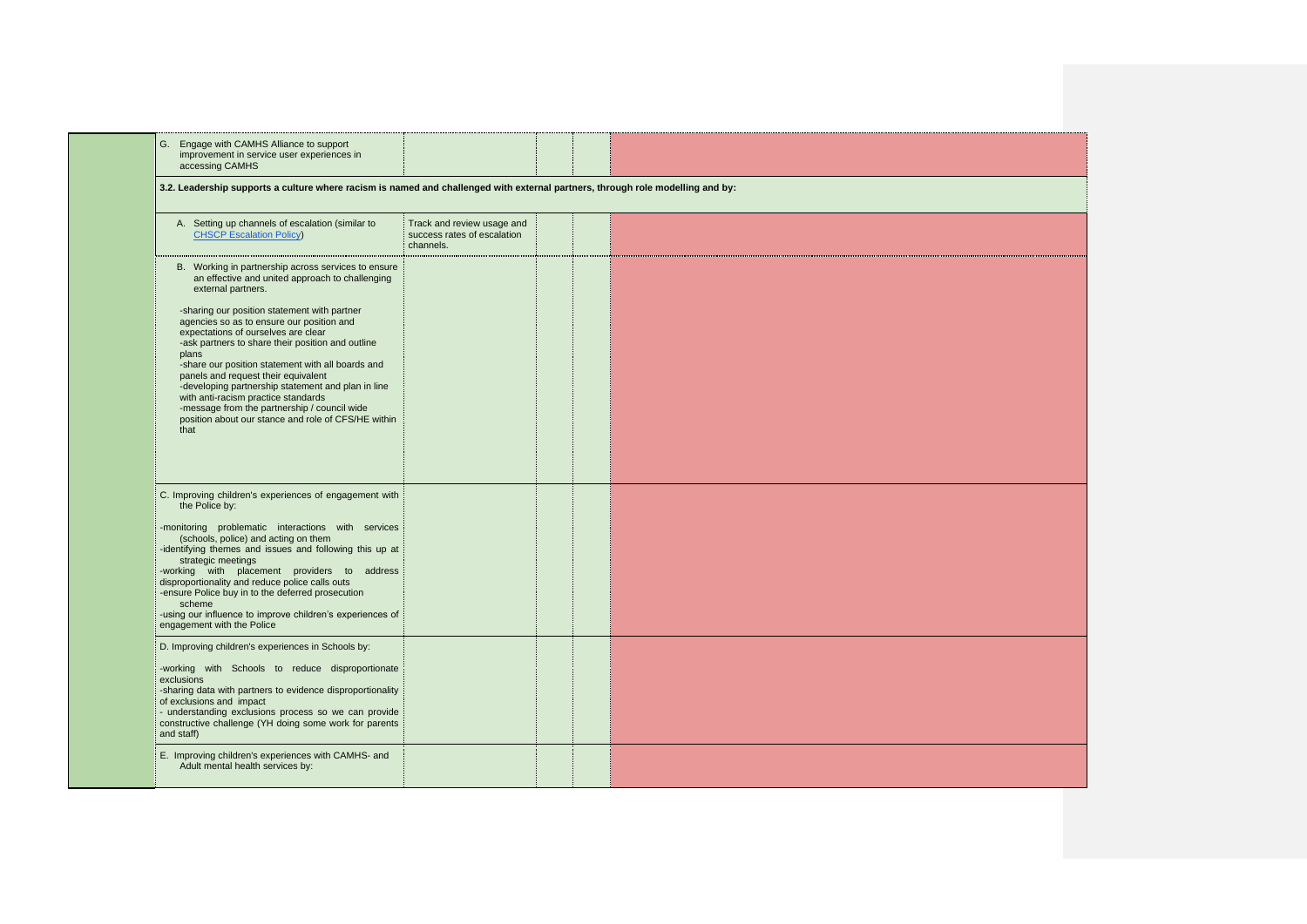| | | | | |
|---|---|---|---|---|
| G. Engage with CAMHS Alliance to support improvement in service user experiences in accessing CAMHS | | | | |
| **3.2. Leadership supports a culture where racism is named and challenged with external partners, through role modelling and by:** | | | | |
| A. Setting up channels of escalation (similar to [CHSCP Escalation Policy]) | Track and review usage and success rates of escalation channels. | | | |
| B. Working in partnership across services to ensure an effective and united approach to challenging external partners.<br><br>-sharing our position statement with partner agencies so as to ensure our position and expectations of ourselves are clear<br>-ask partners to share their position and outline plans<br>-share our position statement with all boards and panels and request their equivalent<br>-developing partnership statement and plan in line with anti-racism practice standards<br>-message from the partnership / council wide position about our stance and role of CFS/HE within that | | | | |
| C. Improving children's experiences of engagement with the Police by:<br><br>-monitoring problematic interactions with services (schools, police) and acting on them<br>-identifying themes and issues and following this up at strategic meetings<br>-working with placement providers to address disproportionality and reduce police calls outs<br>-ensure Police buy in to the deferred prosecution scheme<br>-using our influence to improve children's experiences of engagement with the Police | | | | |
| D. Improving children's experiences in Schools by:<br><br>-working with Schools to reduce disproportionate exclusions<br>-sharing data with partners to evidence disproportionality of exclusions and impact<br>- understanding exclusions process so we can provide constructive challenge (YH doing some work for parents and staff) | | | | |
| E. Improving children's experiences with CAMHS- and Adult mental health services by: | | | | |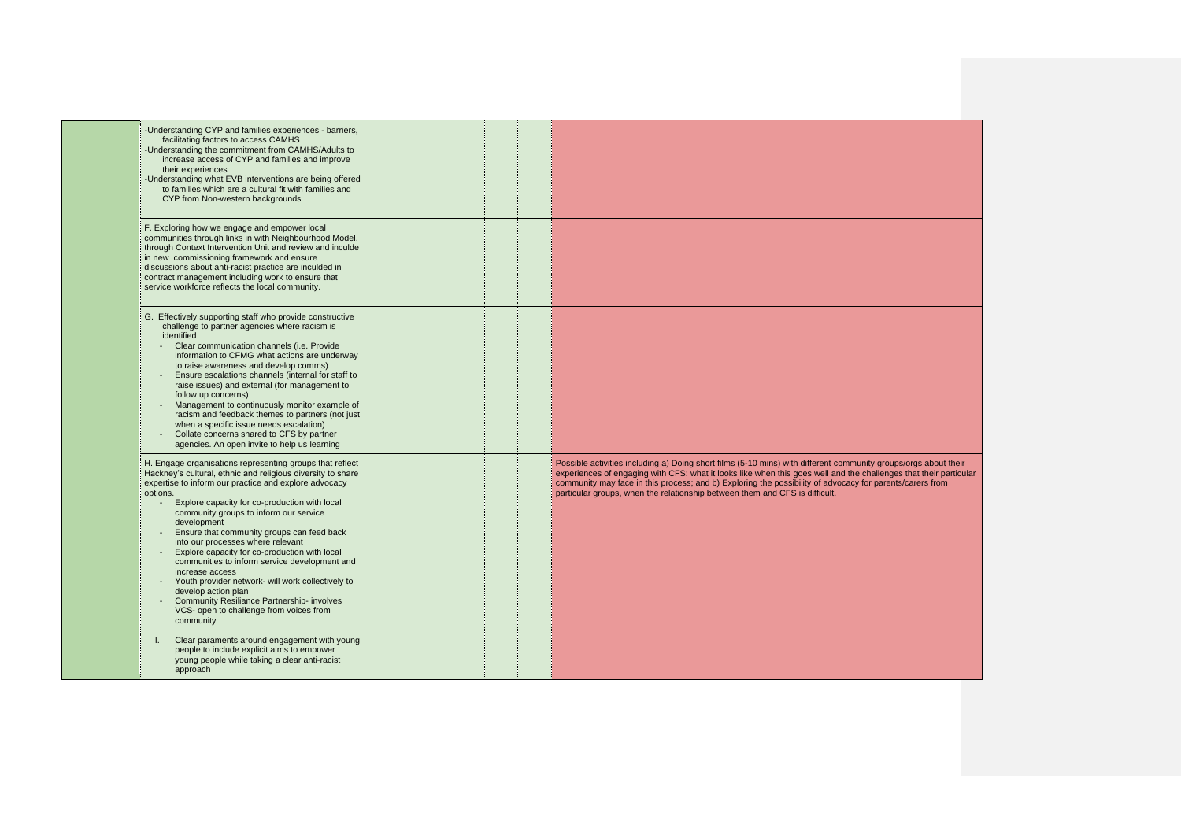|  |  |  |  |  |
|---|---|---|---|---|
|  | -Understanding CYP and families experiences - barriers, facilitating factors to access CAMHS<br>-Understanding the commitment from CAMHS/Adults to increase access of CYP and families and improve their experiences<br>-Understanding what EVB interventions are being offered to families which are a cultural fit with families and CYP from Non-western backgrounds |  |  |  |
|  | F. Exploring how we engage and empower local communities through links in with Neighbourhood Model, through Context Intervention Unit and review and inculde in new commissioning framework and ensure discussions about anti-racist practice are inculded in contract management including work to ensure that service workforce reflects the local community. |  |  |  |
|  | G. Effectively supporting staff who provide constructive challenge to partner agencies where racism is identified<br>- Clear communication channels (i.e. Provide information to CFMG what actions are underway to raise awareness and develop comms)<br>- Ensure escalations channels (internal for staff to raise issues) and external (for management to follow up concerns)<br>- Management to continuously monitor example of racism and feedback themes to partners (not just when a specific issue needs escalation)<br>- Collate concerns shared to CFS by partner agencies. An open invite to help us learning |  |  |  |
|  | H. Engage organisations representing groups that reflect Hackney's cultural, ethnic and religious diversity to share expertise to inform our practice and explore advocacy options.<br>- Explore capacity for co-production with local community groups to inform our service development<br>- Ensure that community groups can feed back into our processes where relevant<br>- Explore capacity for co-production with local communities to inform service development and increase access<br>- Youth provider network- will work collectively to develop action plan<br>- Community Resiliance Partnership- involves VCS- open to challenge from voices from community |  |  | Possible activities including a) Doing short films (5-10 mins) with different community groups/orgs about their experiences of engaging with CFS: what it looks like when this goes well and the challenges that their particular community may face in this process; and b) Exploring the possibility of advocacy for parents/carers from particular groups, when the relationship between them and CFS is difficult. |
|  | I. Clear paraments around engagement with young people to include explicit aims to empower young people while taking a clear anti-racist approach |  |  |  |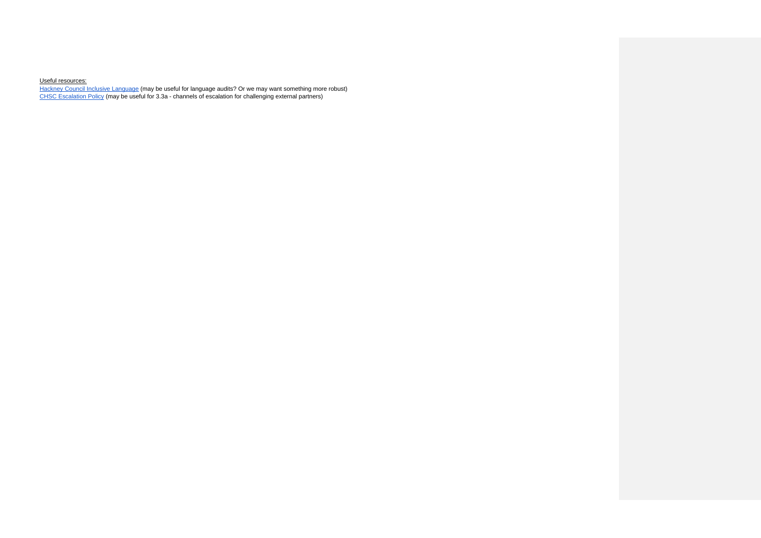Useful resources:

[Hackney Council Inclusive Language] (may be useful for language audits? Or we may want something more robust)
[CHSC Escalation Policy] (may be useful for 3.3a - channels of escalation for challenging external partners)